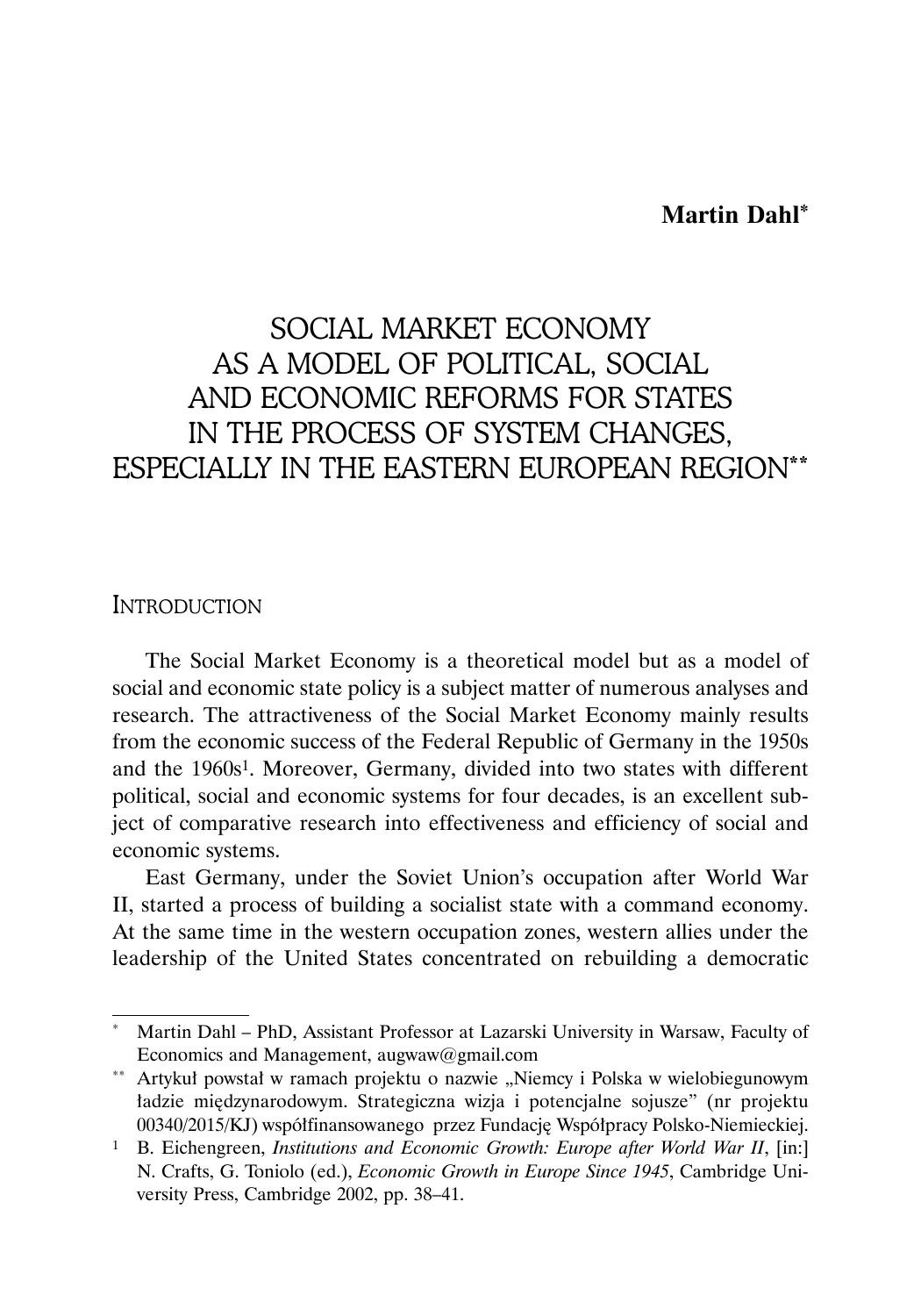**Martin Dahl**[*]

# SOCIAL MARKET ECONOMY AS A MODEL OF POLITICAL, SOCIAL AND ECONOMIC REFORMS FOR STATES IN THE PROCESS OF SYSTEM CHANGES, ESPECIALLY IN THE EASTERN EUROPEAN REGION[**]

## INTRODUCTION

The Social Market Economy is a theoretical model but as a model of social and economic state policy is a subject matter of numerous analyses and research. The attractiveness of the Social Market Economy mainly results from the economic success of the Federal Republic of Germany in the 1950s and the 1960s[1]. Moreover, Germany, divided into two states with different political, social and economic systems for four decades, is an excellent subject of comparative research into effectiveness and efficiency of social and economic systems.

East Germany, under the Soviet Union's occupation after World War II, started a process of building a socialist state with a command economy. At the same time in the western occupation zones, western allies under the leadership of the United States concentrated on rebuilding a democratic

---

[*] Martin Dahl – PhD, Assistant Professor at Lazarski University in Warsaw, Faculty of Economics and Management, augwaw@gmail.com

[**] Artykuł powstał w ramach projektu o nazwie „Niemcy i Polska w wielobiegunowym ładzie międzynarodowym. Strategiczna wizja i potencjalne sojusze" (nr projektu 00340/2015/KJ) współfinansowanego przez Fundację Współpracy Polsko-Niemieckiej.

[1] B. Eichengreen, *Institutions and Economic Growth: Europe after World War II*, [in:] N. Crafts, G. Toniolo (ed.), *Economic Growth in Europe Since 1945*, Cambridge University Press, Cambridge 2002, pp. 38–41.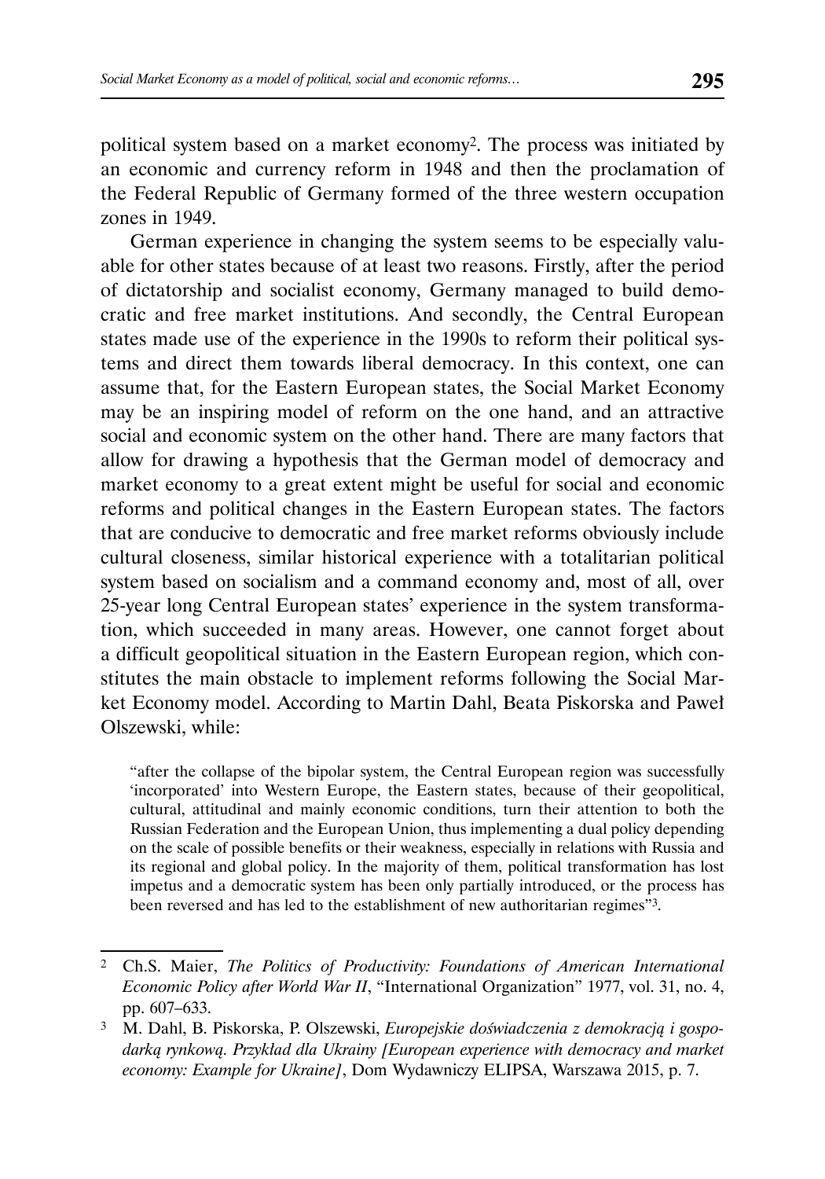political system based on a market economy[2]. The process was initiated by an economic and currency reform in 1948 and then the proclamation of the Federal Republic of Germany formed of the three western occupation zones in 1949.

German experience in changing the system seems to be especially valuable for other states because of at least two reasons. Firstly, after the period of dictatorship and socialist economy, Germany managed to build democratic and free market institutions. And secondly, the Central European states made use of the experience in the 1990s to reform their political systems and direct them towards liberal democracy. In this context, one can assume that, for the Eastern European states, the Social Market Economy may be an inspiring model of reform on the one hand, and an attractive social and economic system on the other hand. There are many factors that allow for drawing a hypothesis that the German model of democracy and market economy to a great extent might be useful for social and economic reforms and political changes in the Eastern European states. The factors that are conducive to democratic and free market reforms obviously include cultural closeness, similar historical experience with a totalitarian political system based on socialism and a command economy and, most of all, over 25-year long Central European states' experience in the system transformation, which succeeded in many areas. However, one cannot forget about a difficult geopolitical situation in the Eastern European region, which constitutes the main obstacle to implement reforms following the Social Market Economy model. According to Martin Dahl, Beata Piskorska and Paweł Olszewski, while:

> "after the collapse of the bipolar system, the Central European region was successfully 'incorporated' into Western Europe, the Eastern states, because of their geopolitical, cultural, attitudinal and mainly economic conditions, turn their attention to both the Russian Federation and the European Union, thus implementing a dual policy depending on the scale of possible benefits or their weakness, especially in relations with Russia and its regional and global policy. In the majority of them, political transformation has lost impetus and a democratic system has been only partially introduced, or the process has been reversed and has led to the establishment of new authoritarian regimes"[3].

---

[2] Ch.S. Maier, *The Politics of Productivity: Foundations of American International Economic Policy after World War II*, "International Organization" 1977, vol. 31, no. 4, pp. 607–633.

[3] M. Dahl, B. Piskorska, P. Olszewski, *Europejskie doświadczenia z demokracją i gospodarką rynkową. Przykład dla Ukrainy [European experience with democracy and market economy: Example for Ukraine]*, Dom Wydawniczy ELIPSA, Warszawa 2015, p. 7.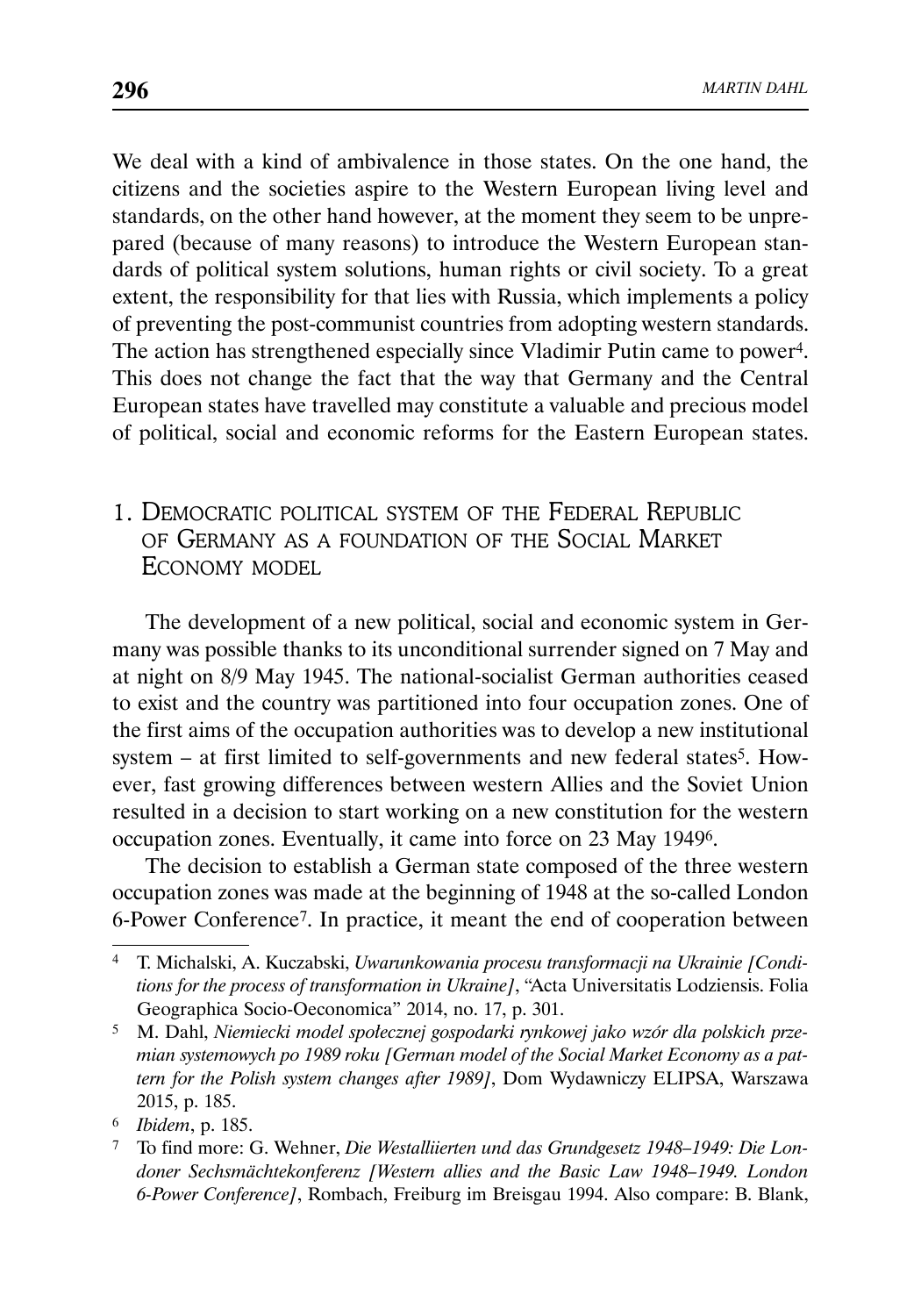We deal with a kind of ambivalence in those states. On the one hand, the citizens and the societies aspire to the Western European living level and standards, on the other hand however, at the moment they seem to be unprepared (because of many reasons) to introduce the Western European standards of political system solutions, human rights or civil society. To a great extent, the responsibility for that lies with Russia, which implements a policy of preventing the post-communist countries from adopting western standards. The action has strengthened especially since Vladimir Putin came to power[4]. This does not change the fact that the way that Germany and the Central European states have travelled may constitute a valuable and precious model of political, social and economic reforms for the Eastern European states.

## 1. Democratic political system of the Federal Republic of Germany as a foundation of the Social Market Economy model

The development of a new political, social and economic system in Germany was possible thanks to its unconditional surrender signed on 7 May and at night on 8/9 May 1945. The national-socialist German authorities ceased to exist and the country was partitioned into four occupation zones. One of the first aims of the occupation authorities was to develop a new institutional system – at first limited to self-governments and new federal states[5]. However, fast growing differences between western Allies and the Soviet Union resulted in a decision to start working on a new constitution for the western occupation zones. Eventually, it came into force on 23 May 1949[6].

The decision to establish a German state composed of the three western occupation zones was made at the beginning of 1948 at the so-called London 6-Power Conference[7]. In practice, it meant the end of cooperation between

---

[4] T. Michalski, A. Kuczabski, *Uwarunkowania procesu transformacji na Ukrainie [Conditions for the process of transformation in Ukraine]*, "Acta Universitatis Lodziensis. Folia Geographica Socio-Oeconomica" 2014, no. 17, p. 301.

[5] M. Dahl, *Niemiecki model społecznej gospodarki rynkowej jako wzór dla polskich przemian systemowych po 1989 roku [German model of the Social Market Economy as a pattern for the Polish system changes after 1989]*, Dom Wydawniczy ELIPSA, Warszawa 2015, p. 185.

[6] *Ibidem*, p. 185.

[7] To find more: G. Wehner, *Die Westalliierten und das Grundgesetz 1948–1949: Die Londoner Sechsmächtekonferenz [Western allies and the Basic Law 1948–1949. London 6-Power Conference]*, Rombach, Freiburg im Breisgau 1994. Also compare: B. Blank,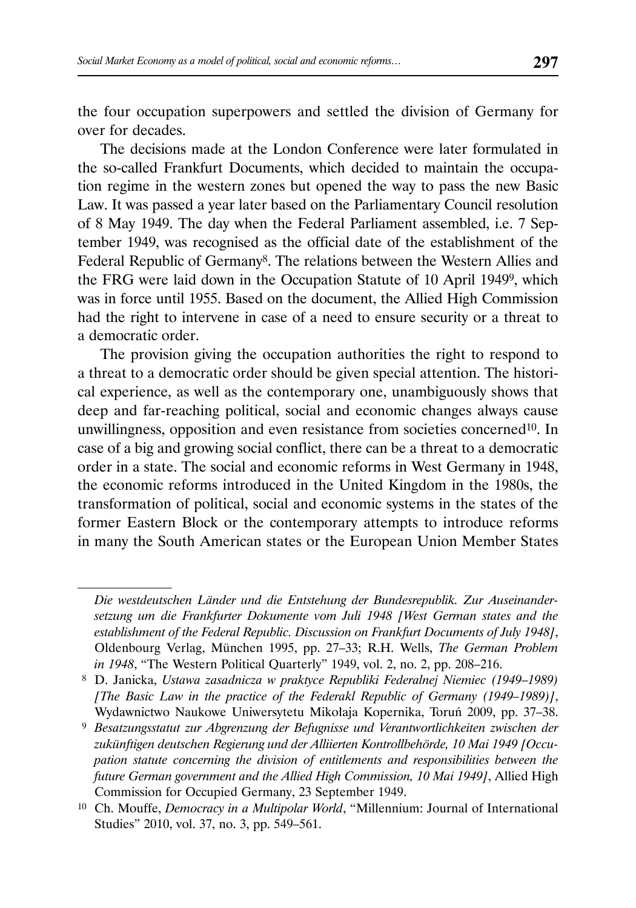the four occupation superpowers and settled the division of Germany for over for decades.

The decisions made at the London Conference were later formulated in the so-called Frankfurt Documents, which decided to maintain the occupation regime in the western zones but opened the way to pass the new Basic Law. It was passed a year later based on the Parliamentary Council resolution of 8 May 1949. The day when the Federal Parliament assembled, i.e. 7 September 1949, was recognised as the official date of the establishment of the Federal Republic of Germany[8]. The relations between the Western Allies and the FRG were laid down in the Occupation Statute of 10 April 1949[9], which was in force until 1955. Based on the document, the Allied High Commission had the right to intervene in case of a need to ensure security or a threat to a democratic order.

The provision giving the occupation authorities the right to respond to a threat to a democratic order should be given special attention. The historical experience, as well as the contemporary one, unambiguously shows that deep and far-reaching political, social and economic changes always cause unwillingness, opposition and even resistance from societies concerned[10]. In case of a big and growing social conflict, there can be a threat to a democratic order in a state. The social and economic reforms in West Germany in 1948, the economic reforms introduced in the United Kingdom in the 1980s, the transformation of political, social and economic systems in the states of the former Eastern Block or the contemporary attempts to introduce reforms in many the South American states or the European Union Member States

---

*Die westdeutschen Länder und die Entstehung der Bundesrepublik. Zur Auseinandersetzung um die Frankfurter Dokumente vom Juli 1948 [West German states and the establishment of the Federal Republic. Discussion on Frankfurt Documents of July 1948]*, Oldenbourg Verlag, München 1995, pp. 27–33; R.H. Wells, *The German Problem in 1948*, "The Western Political Quarterly" 1949, vol. 2, no. 2, pp. 208–216.

[8] D. Janicka, *Ustawa zasadnicza w praktyce Republiki Federalnej Niemiec (1949–1989) [The Basic Law in the practice of the Federakl Republic of Germany (1949–1989)]*, Wydawnictwo Naukowe Uniwersytetu Mikołaja Kopernika, Toruń 2009, pp. 37–38.

[9] *Besatzungsstatut zur Abgrenzung der Befugnisse und Verantwortlichkeiten zwischen der zukünftigen deutschen Regierung und der Alliierten Kontrollbehörde, 10 Mai 1949 [Occupation statute concerning the division of entitlements and responsibilities between the future German government and the Allied High Commission, 10 Mai 1949]*, Allied High Commission for Occupied Germany, 23 September 1949.

[10] Ch. Mouffe, *Democracy in a Multipolar World*, "Millennium: Journal of International Studies" 2010, vol. 37, no. 3, pp. 549–561.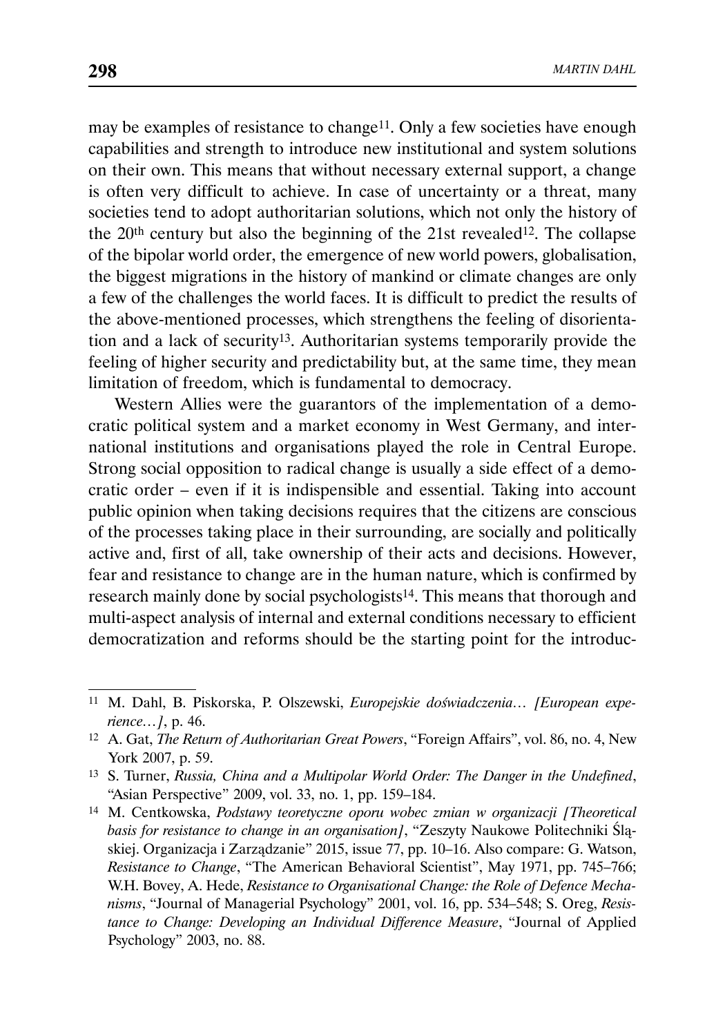may be examples of resistance to change[11]. Only a few societies have enough capabilities and strength to introduce new institutional and system solutions on their own. This means that without necessary external support, a change is often very difficult to achieve. In case of uncertainty or a threat, many societies tend to adopt authoritarian solutions, which not only the history of the 20th century but also the beginning of the 21st revealed[12]. The collapse of the bipolar world order, the emergence of new world powers, globalisation, the biggest migrations in the history of mankind or climate changes are only a few of the challenges the world faces. It is difficult to predict the results of the above-mentioned processes, which strengthens the feeling of disorientation and a lack of security[13]. Authoritarian systems temporarily provide the feeling of higher security and predictability but, at the same time, they mean limitation of freedom, which is fundamental to democracy.

Western Allies were the guarantors of the implementation of a democratic political system and a market economy in West Germany, and international institutions and organisations played the role in Central Europe. Strong social opposition to radical change is usually a side effect of a democratic order – even if it is indispensible and essential. Taking into account public opinion when taking decisions requires that the citizens are conscious of the processes taking place in their surrounding, are socially and politically active and, first of all, take ownership of their acts and decisions. However, fear and resistance to change are in the human nature, which is confirmed by research mainly done by social psychologists[14]. This means that thorough and multi-aspect analysis of internal and external conditions necessary to efficient democratization and reforms should be the starting point for the introduc-

---

[11] M. Dahl, B. Piskorska, P. Olszewski, *Europejskie doświadczenia… [European experience…]*, p. 46.

[12] A. Gat, *The Return of Authoritarian Great Powers*, "Foreign Affairs", vol. 86, no. 4, New York 2007, p. 59.

[13] S. Turner, *Russia, China and a Multipolar World Order: The Danger in the Undefined*, "Asian Perspective" 2009, vol. 33, no. 1, pp. 159–184.

[14] M. Centkowska, *Podstawy teoretyczne oporu wobec zmian w organizacji [Theoretical basis for resistance to change in an organisation]*, "Zeszyty Naukowe Politechniki Śląskiej. Organizacja i Zarządzanie" 2015, issue 77, pp. 10–16. Also compare: G. Watson, *Resistance to Change*, "The American Behavioral Scientist", May 1971, pp. 745–766; W.H. Bovey, A. Hede, *Resistance to Organisational Change: the Role of Defence Mechanisms*, "Journal of Managerial Psychology" 2001, vol. 16, pp. 534–548; S. Oreg, *Resistance to Change: Developing an Individual Difference Measure*, "Journal of Applied Psychology" 2003, no. 88.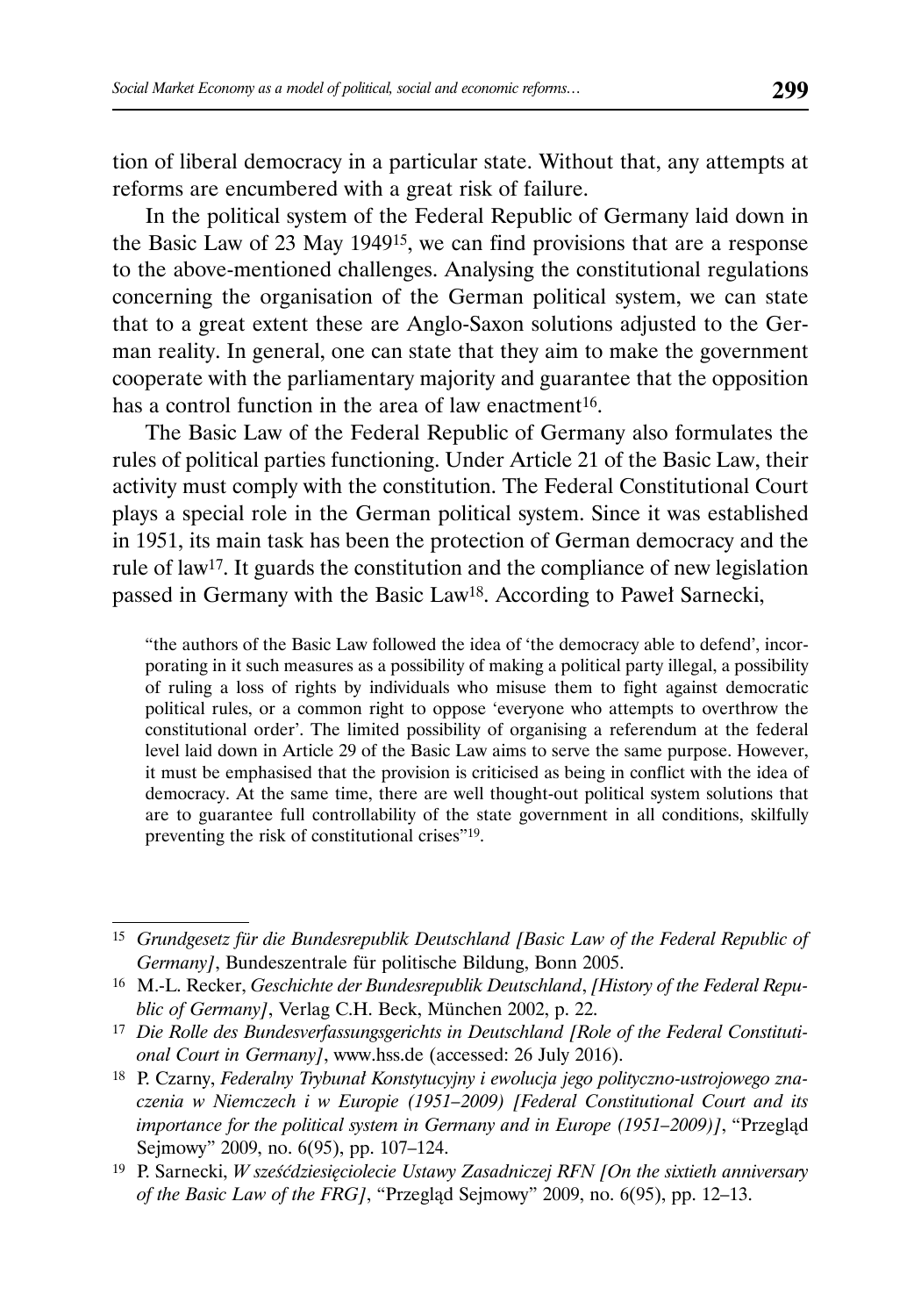tion of liberal democracy in a particular state. Without that, any attempts at reforms are encumbered with a great risk of failure.

In the political system of the Federal Republic of Germany laid down in the Basic Law of 23 May 1949[15], we can find provisions that are a response to the above-mentioned challenges. Analysing the constitutional regulations concerning the organisation of the German political system, we can state that to a great extent these are Anglo-Saxon solutions adjusted to the German reality. In general, one can state that they aim to make the government cooperate with the parliamentary majority and guarantee that the opposition has a control function in the area of law enactment[16].

The Basic Law of the Federal Republic of Germany also formulates the rules of political parties functioning. Under Article 21 of the Basic Law, their activity must comply with the constitution. The Federal Constitutional Court plays a special role in the German political system. Since it was established in 1951, its main task has been the protection of German democracy and the rule of law[17]. It guards the constitution and the compliance of new legislation passed in Germany with the Basic Law[18]. According to Paweł Sarnecki,

> "the authors of the Basic Law followed the idea of 'the democracy able to defend', incorporating in it such measures as a possibility of making a political party illegal, a possibility of ruling a loss of rights by individuals who misuse them to fight against democratic political rules, or a common right to oppose 'everyone who attempts to overthrow the constitutional order'. The limited possibility of organising a referendum at the federal level laid down in Article 29 of the Basic Law aims to serve the same purpose. However, it must be emphasised that the provision is criticised as being in conflict with the idea of democracy. At the same time, there are well thought-out political system solutions that are to guarantee full controllability of the state government in all conditions, skilfully preventing the risk of constitutional crises"[19].

---

[15] *Grundgesetz für die Bundesrepublik Deutschland [Basic Law of the Federal Republic of Germany]*, Bundeszentrale für politische Bildung, Bonn 2005.

[16] M.-L. Recker, *Geschichte der Bundesrepublik Deutschland*, *[History of the Federal Republic of Germany]*, Verlag C.H. Beck, München 2002, p. 22.

[17] *Die Rolle des Bundesverfassungsgerichts in Deutschland [Role of the Federal Constitutional Court in Germany]*, www.hss.de (accessed: 26 July 2016).

[18] P. Czarny, *Federalny Trybunał Konstytucyjny i ewolucja jego polityczno-ustrojowego znaczenia w Niemczech i w Europie (1951–2009) [Federal Constitutional Court and its importance for the political system in Germany and in Europe (1951–2009)]*, "Przegląd Sejmowy" 2009, no. 6(95), pp. 107–124.

[19] P. Sarnecki, *W sześćdziesięciolecie Ustawy Zasadniczej RFN [On the sixtieth anniversary of the Basic Law of the FRG]*, "Przegląd Sejmowy" 2009, no. 6(95), pp. 12–13.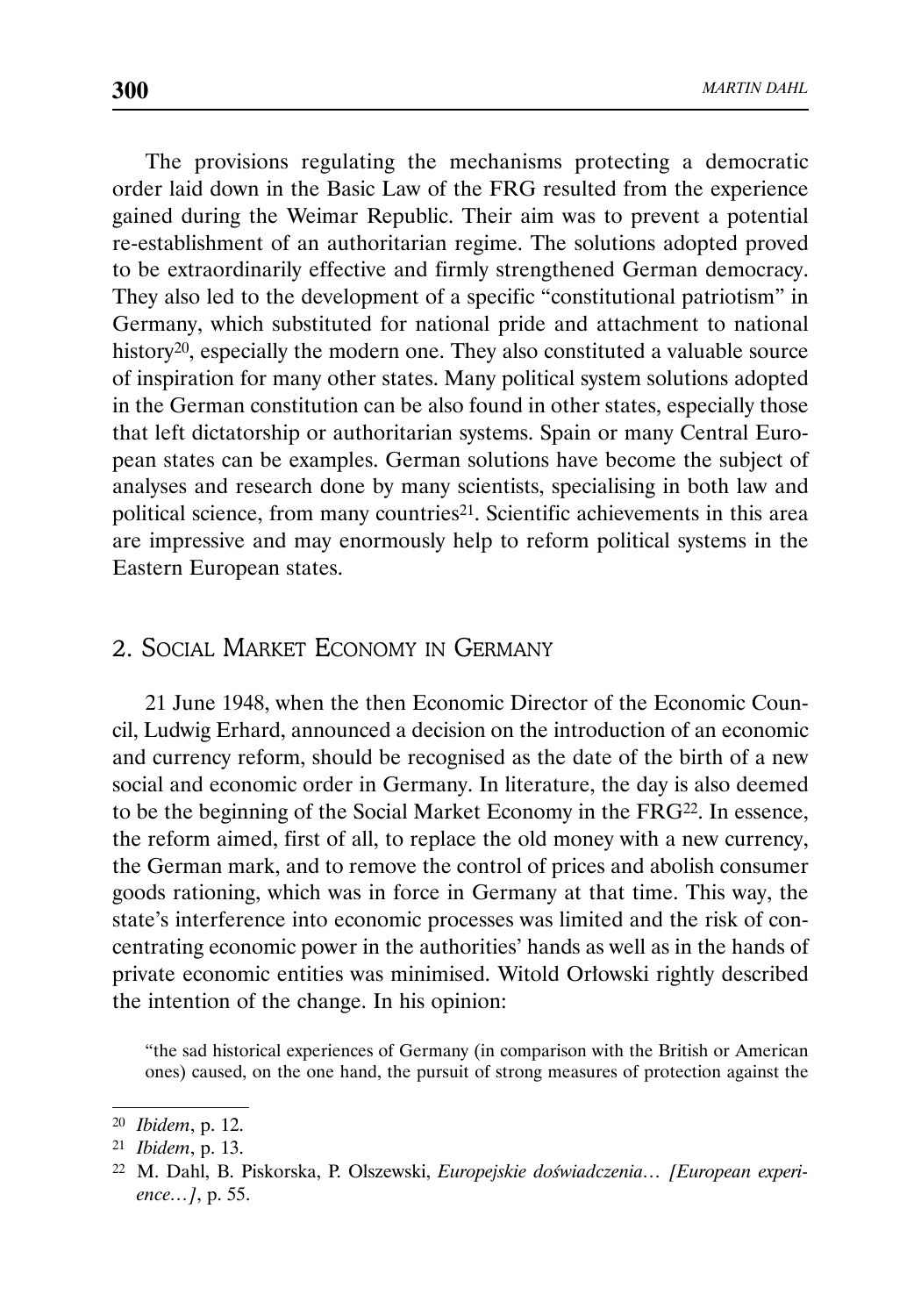The provisions regulating the mechanisms protecting a democratic order laid down in the Basic Law of the FRG resulted from the experience gained during the Weimar Republic. Their aim was to prevent a potential re-establishment of an authoritarian regime. The solutions adopted proved to be extraordinarily effective and firmly strengthened German democracy. They also led to the development of a specific "constitutional patriotism" in Germany, which substituted for national pride and attachment to national history[20], especially the modern one. They also constituted a valuable source of inspiration for many other states. Many political system solutions adopted in the German constitution can be also found in other states, especially those that left dictatorship or authoritarian systems. Spain or many Central European states can be examples. German solutions have become the subject of analyses and research done by many scientists, specialising in both law and political science, from many countries[21]. Scientific achievements in this area are impressive and may enormously help to reform political systems in the Eastern European states.

## 2. Social Market Economy in Germany

21 June 1948, when the then Economic Director of the Economic Council, Ludwig Erhard, announced a decision on the introduction of an economic and currency reform, should be recognised as the date of the birth of a new social and economic order in Germany. In literature, the day is also deemed to be the beginning of the Social Market Economy in the FRG[22]. In essence, the reform aimed, first of all, to replace the old money with a new currency, the German mark, and to remove the control of prices and abolish consumer goods rationing, which was in force in Germany at that time. This way, the state's interference into economic processes was limited and the risk of concentrating economic power in the authorities' hands as well as in the hands of private economic entities was minimised. Witold Orłowski rightly described the intention of the change. In his opinion:

> "the sad historical experiences of Germany (in comparison with the British or American ones) caused, on the one hand, the pursuit of strong measures of protection against the

---

[20] *Ibidem*, p. 12.

[21] *Ibidem*, p. 13.

[22] M. Dahl, B. Piskorska, P. Olszewski, *Europejskie doświadczenia… [European experience…]*, p. 55.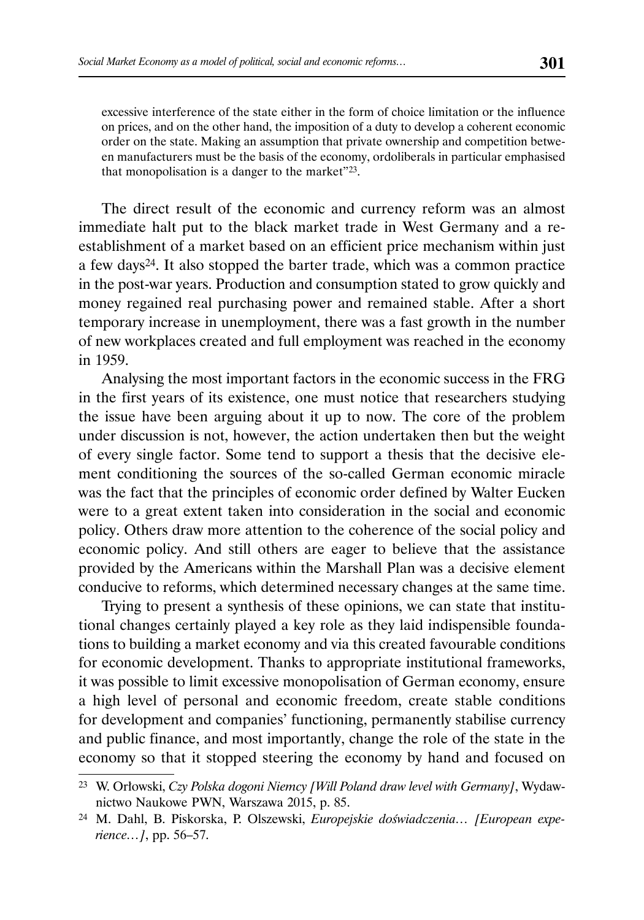excessive interference of the state either in the form of choice limitation or the influence on prices, and on the other hand, the imposition of a duty to develop a coherent economic order on the state. Making an assumption that private ownership and competition between manufacturers must be the basis of the economy, ordoliberals in particular emphasised that monopolisation is a danger to the market"[23].

The direct result of the economic and currency reform was an almost immediate halt put to the black market trade in West Germany and a re-establishment of a market based on an efficient price mechanism within just a few days[24]. It also stopped the barter trade, which was a common practice in the post-war years. Production and consumption stated to grow quickly and money regained real purchasing power and remained stable. After a short temporary increase in unemployment, there was a fast growth in the number of new workplaces created and full employment was reached in the economy in 1959.

Analysing the most important factors in the economic success in the FRG in the first years of its existence, one must notice that researchers studying the issue have been arguing about it up to now. The core of the problem under discussion is not, however, the action undertaken then but the weight of every single factor. Some tend to support a thesis that the decisive element conditioning the sources of the so-called German economic miracle was the fact that the principles of economic order defined by Walter Eucken were to a great extent taken into consideration in the social and economic policy. Others draw more attention to the coherence of the social policy and economic policy. And still others are eager to believe that the assistance provided by the Americans within the Marshall Plan was a decisive element conducive to reforms, which determined necessary changes at the same time.

Trying to present a synthesis of these opinions, we can state that institutional changes certainly played a key role as they laid indispensible foundations to building a market economy and via this created favourable conditions for economic development. Thanks to appropriate institutional frameworks, it was possible to limit excessive monopolisation of German economy, ensure a high level of personal and economic freedom, create stable conditions for development and companies' functioning, permanently stabilise currency and public finance, and most importantly, change the role of the state in the economy so that it stopped steering the economy by hand and focused on

---

[23] W. Orłowski, *Czy Polska dogoni Niemcy [Will Poland draw level with Germany]*, Wydawnictwo Naukowe PWN, Warszawa 2015, p. 85.

[24] M. Dahl, B. Piskorska, P. Olszewski, *Europejskie doświadczenia… [European experience…]*, pp. 56–57.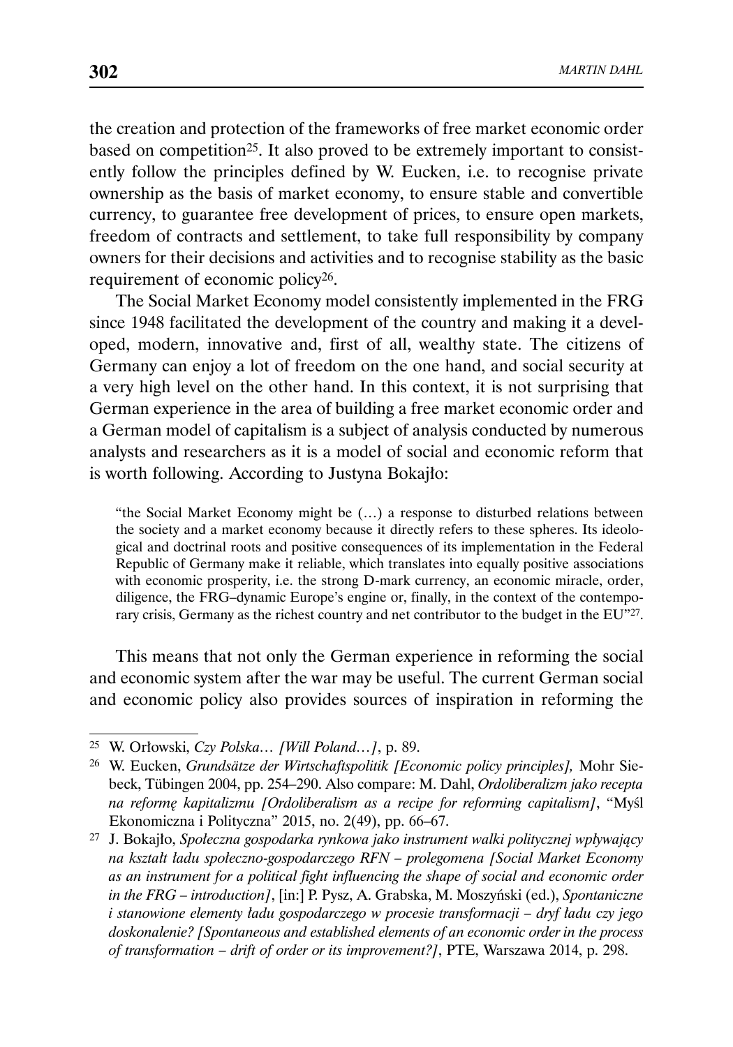the creation and protection of the frameworks of free market economic order based on competition[25]. It also proved to be extremely important to consistently follow the principles defined by W. Eucken, i.e. to recognise private ownership as the basis of market economy, to ensure stable and convertible currency, to guarantee free development of prices, to ensure open markets, freedom of contracts and settlement, to take full responsibility by company owners for their decisions and activities and to recognise stability as the basic requirement of economic policy[26].

The Social Market Economy model consistently implemented in the FRG since 1948 facilitated the development of the country and making it a developed, modern, innovative and, first of all, wealthy state. The citizens of Germany can enjoy a lot of freedom on the one hand, and social security at a very high level on the other hand. In this context, it is not surprising that German experience in the area of building a free market economic order and a German model of capitalism is a subject of analysis conducted by numerous analysts and researchers as it is a model of social and economic reform that is worth following. According to Justyna Bokajło:

> "the Social Market Economy might be (…) a response to disturbed relations between the society and a market economy because it directly refers to these spheres. Its ideological and doctrinal roots and positive consequences of its implementation in the Federal Republic of Germany make it reliable, which translates into equally positive associations with economic prosperity, i.e. the strong D-mark currency, an economic miracle, order, diligence, the FRG–dynamic Europe's engine or, finally, in the context of the contemporary crisis, Germany as the richest country and net contributor to the budget in the EU"[27].

This means that not only the German experience in reforming the social and economic system after the war may be useful. The current German social and economic policy also provides sources of inspiration in reforming the

---

[25] W. Orłowski, *Czy Polska… [Will Poland…]*, p. 89.

[26] W. Eucken, *Grundsätze der Wirtschaftspolitik [Economic policy principles],* Mohr Siebeck, Tübingen 2004, pp. 254–290. Also compare: M. Dahl, *Ordoliberalizm jako recepta na reformę kapitalizmu [Ordoliberalism as a recipe for reforming capitalism]*, "Myśl Ekonomiczna i Polityczna" 2015, no. 2(49), pp. 66–67.

[27] J. Bokajło, *Społeczna gospodarka rynkowa jako instrument walki politycznej wpływający na kształt ładu społeczno-gospodarczego RFN – prolegomena [Social Market Economy as an instrument for a political fight influencing the shape of social and economic order in the FRG – introduction]*, [in:] P. Pysz, A. Grabska, M. Moszyński (ed.), *Spontaniczne i stanowione elementy ładu gospodarczego w procesie transformacji – dryf ładu czy jego doskonalenie? [Spontaneous and established elements of an economic order in the process of transformation – drift of order or its improvement?]*, PTE, Warszawa 2014, p. 298.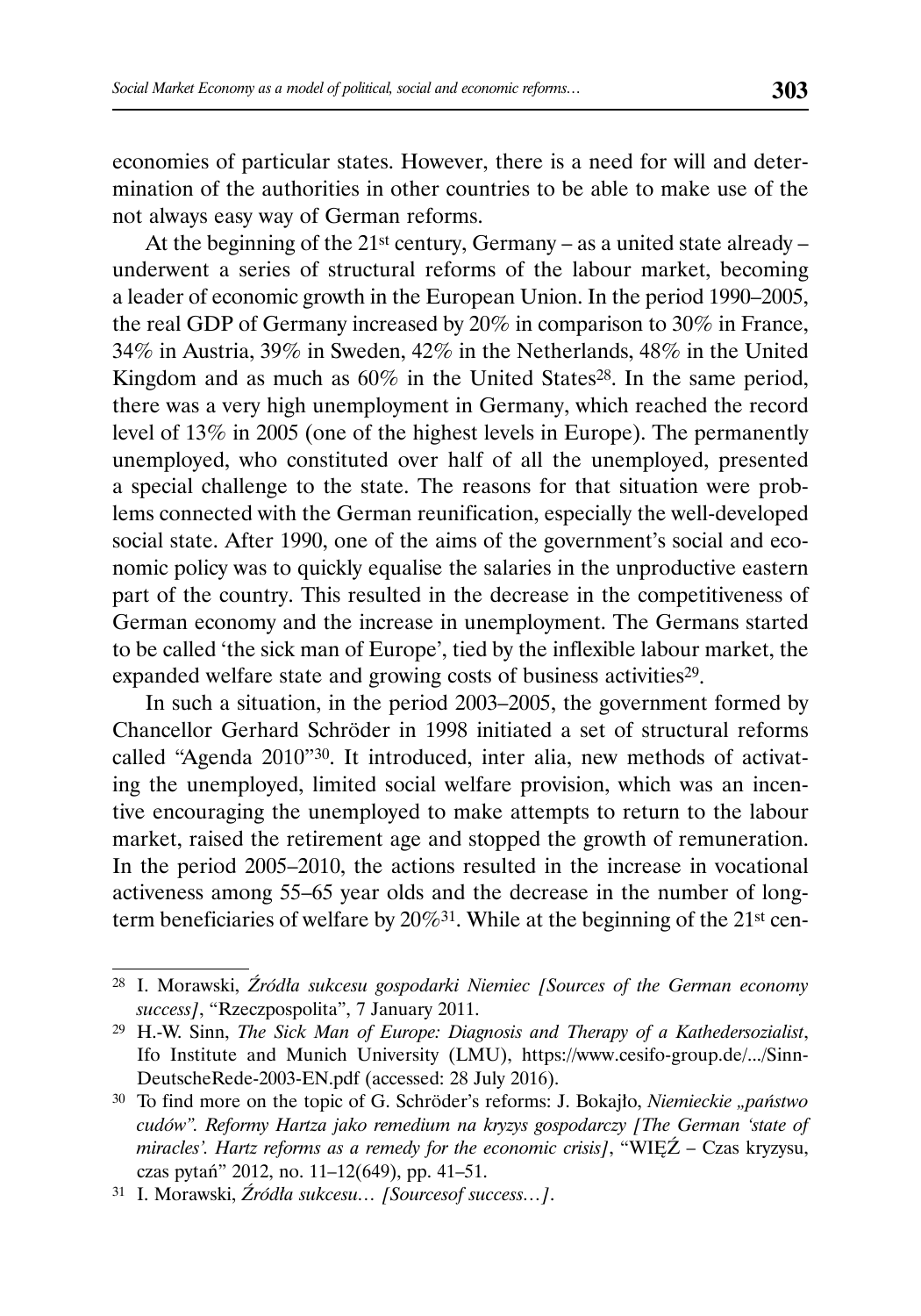economies of particular states. However, there is a need for will and determination of the authorities in other countries to be able to make use of the not always easy way of German reforms.

At the beginning of the 21st century, Germany – as a united state already – underwent a series of structural reforms of the labour market, becoming a leader of economic growth in the European Union. In the period 1990–2005, the real GDP of Germany increased by 20% in comparison to 30% in France, 34% in Austria, 39% in Sweden, 42% in the Netherlands, 48% in the United Kingdom and as much as 60% in the United States[28]. In the same period, there was a very high unemployment in Germany, which reached the record level of 13% in 2005 (one of the highest levels in Europe). The permanently unemployed, who constituted over half of all the unemployed, presented a special challenge to the state. The reasons for that situation were problems connected with the German reunification, especially the well-developed social state. After 1990, one of the aims of the government's social and economic policy was to quickly equalise the salaries in the unproductive eastern part of the country. This resulted in the decrease in the competitiveness of German economy and the increase in unemployment. The Germans started to be called 'the sick man of Europe', tied by the inflexible labour market, the expanded welfare state and growing costs of business activities[29].

In such a situation, in the period 2003–2005, the government formed by Chancellor Gerhard Schröder in 1998 initiated a set of structural reforms called "Agenda 2010"[30]. It introduced, inter alia, new methods of activating the unemployed, limited social welfare provision, which was an incentive encouraging the unemployed to make attempts to return to the labour market, raised the retirement age and stopped the growth of remuneration. In the period 2005–2010, the actions resulted in the increase in vocational activeness among 55–65 year olds and the decrease in the number of long-term beneficiaries of welfare by 20%[31]. While at the beginning of the 21st cen-

---

[28] I. Morawski, *Źródła sukcesu gospodarki Niemiec [Sources of the German economy success]*, "Rzeczpospolita", 7 January 2011.

[29] H.-W. Sinn, *The Sick Man of Europe: Diagnosis and Therapy of a Kathedersozialist*, Ifo Institute and Munich University (LMU), https://www.cesifo-group.de/.../Sinn-DeutscheRede-2003-EN.pdf (accessed: 28 July 2016).

[30] To find more on the topic of G. Schröder's reforms: J. Bokajło, *Niemieckie „państwo cudów". Reformy Hartza jako remedium na kryzys gospodarczy [The German 'state of miracles'. Hartz reforms as a remedy for the economic crisis]*, "WIĘŹ – Czas kryzysu, czas pytań" 2012, no. 11–12(649), pp. 41–51.

[31] I. Morawski, *Źródła sukcesu… [Sourcesof success…]*.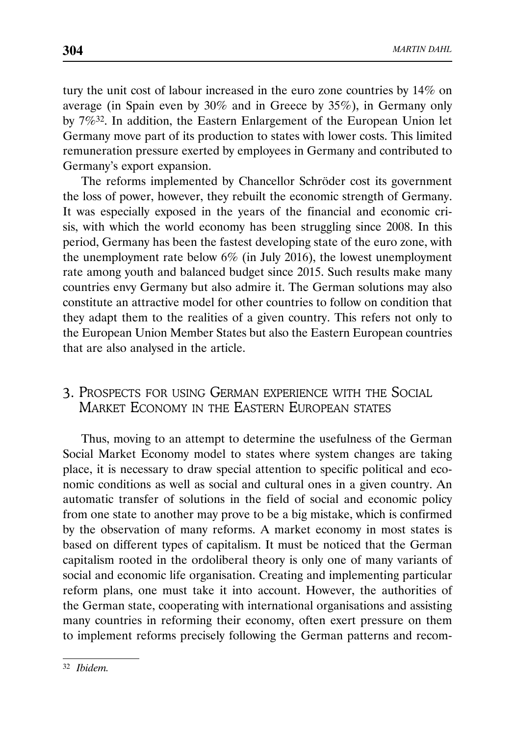tury the unit cost of labour increased in the euro zone countries by 14% on average (in Spain even by 30% and in Greece by 35%), in Germany only by 7%[32]. In addition, the Eastern Enlargement of the European Union let Germany move part of its production to states with lower costs. This limited remuneration pressure exerted by employees in Germany and contributed to Germany's export expansion.

The reforms implemented by Chancellor Schröder cost its government the loss of power, however, they rebuilt the economic strength of Germany. It was especially exposed in the years of the financial and economic crisis, with which the world economy has been struggling since 2008. In this period, Germany has been the fastest developing state of the euro zone, with the unemployment rate below 6% (in July 2016), the lowest unemployment rate among youth and balanced budget since 2015. Such results make many countries envy Germany but also admire it. The German solutions may also constitute an attractive model for other countries to follow on condition that they adapt them to the realities of a given country. This refers not only to the European Union Member States but also the Eastern European countries that are also analysed in the article.

## 3. Prospects for using German experience with the Social Market Economy in the Eastern European states

Thus, moving to an attempt to determine the usefulness of the German Social Market Economy model to states where system changes are taking place, it is necessary to draw special attention to specific political and economic conditions as well as social and cultural ones in a given country. An automatic transfer of solutions in the field of social and economic policy from one state to another may prove to be a big mistake, which is confirmed by the observation of many reforms. A market economy in most states is based on different types of capitalism. It must be noticed that the German capitalism rooted in the ordoliberal theory is only one of many variants of social and economic life organisation. Creating and implementing particular reform plans, one must take it into account. However, the authorities of the German state, cooperating with international organisations and assisting many countries in reforming their economy, often exert pressure on them to implement reforms precisely following the German patterns and recom-

---

[32] *Ibidem.*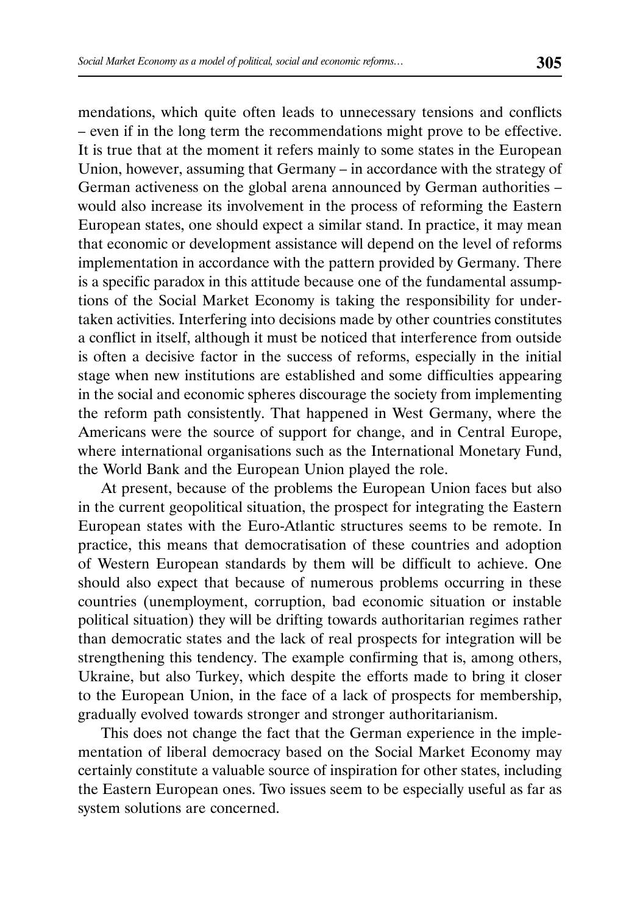mendations, which quite often leads to unnecessary tensions and conflicts – even if in the long term the recommendations might prove to be effective. It is true that at the moment it refers mainly to some states in the European Union, however, assuming that Germany – in accordance with the strategy of German activeness on the global arena announced by German authorities – would also increase its involvement in the process of reforming the Eastern European states, one should expect a similar stand. In practice, it may mean that economic or development assistance will depend on the level of reforms implementation in accordance with the pattern provided by Germany. There is a specific paradox in this attitude because one of the fundamental assumptions of the Social Market Economy is taking the responsibility for undertaken activities. Interfering into decisions made by other countries constitutes a conflict in itself, although it must be noticed that interference from outside is often a decisive factor in the success of reforms, especially in the initial stage when new institutions are established and some difficulties appearing in the social and economic spheres discourage the society from implementing the reform path consistently. That happened in West Germany, where the Americans were the source of support for change, and in Central Europe, where international organisations such as the International Monetary Fund, the World Bank and the European Union played the role.

At present, because of the problems the European Union faces but also in the current geopolitical situation, the prospect for integrating the Eastern European states with the Euro-Atlantic structures seems to be remote. In practice, this means that democratisation of these countries and adoption of Western European standards by them will be difficult to achieve. One should also expect that because of numerous problems occurring in these countries (unemployment, corruption, bad economic situation or instable political situation) they will be drifting towards authoritarian regimes rather than democratic states and the lack of real prospects for integration will be strengthening this tendency. The example confirming that is, among others, Ukraine, but also Turkey, which despite the efforts made to bring it closer to the European Union, in the face of a lack of prospects for membership, gradually evolved towards stronger and stronger authoritarianism.

This does not change the fact that the German experience in the implementation of liberal democracy based on the Social Market Economy may certainly constitute a valuable source of inspiration for other states, including the Eastern European ones. Two issues seem to be especially useful as far as system solutions are concerned.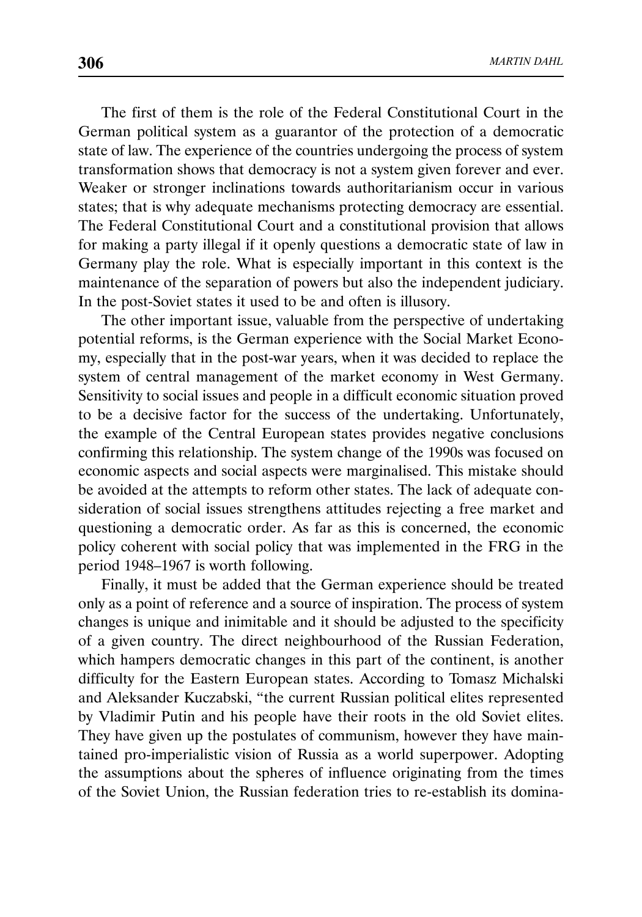The first of them is the role of the Federal Constitutional Court in the German political system as a guarantor of the protection of a democratic state of law. The experience of the countries undergoing the process of system transformation shows that democracy is not a system given forever and ever. Weaker or stronger inclinations towards authoritarianism occur in various states; that is why adequate mechanisms protecting democracy are essential. The Federal Constitutional Court and a constitutional provision that allows for making a party illegal if it openly questions a democratic state of law in Germany play the role. What is especially important in this context is the maintenance of the separation of powers but also the independent judiciary. In the post-Soviet states it used to be and often is illusory.

The other important issue, valuable from the perspective of undertaking potential reforms, is the German experience with the Social Market Economy, especially that in the post-war years, when it was decided to replace the system of central management of the market economy in West Germany. Sensitivity to social issues and people in a difficult economic situation proved to be a decisive factor for the success of the undertaking. Unfortunately, the example of the Central European states provides negative conclusions confirming this relationship. The system change of the 1990s was focused on economic aspects and social aspects were marginalised. This mistake should be avoided at the attempts to reform other states. The lack of adequate consideration of social issues strengthens attitudes rejecting a free market and questioning a democratic order. As far as this is concerned, the economic policy coherent with social policy that was implemented in the FRG in the period 1948–1967 is worth following.

Finally, it must be added that the German experience should be treated only as a point of reference and a source of inspiration. The process of system changes is unique and inimitable and it should be adjusted to the specificity of a given country. The direct neighbourhood of the Russian Federation, which hampers democratic changes in this part of the continent, is another difficulty for the Eastern European states. According to Tomasz Michalski and Aleksander Kuczabski, "the current Russian political elites represented by Vladimir Putin and his people have their roots in the old Soviet elites. They have given up the postulates of communism, however they have maintained pro-imperialistic vision of Russia as a world superpower. Adopting the assumptions about the spheres of influence originating from the times of the Soviet Union, the Russian federation tries to re-establish its domina-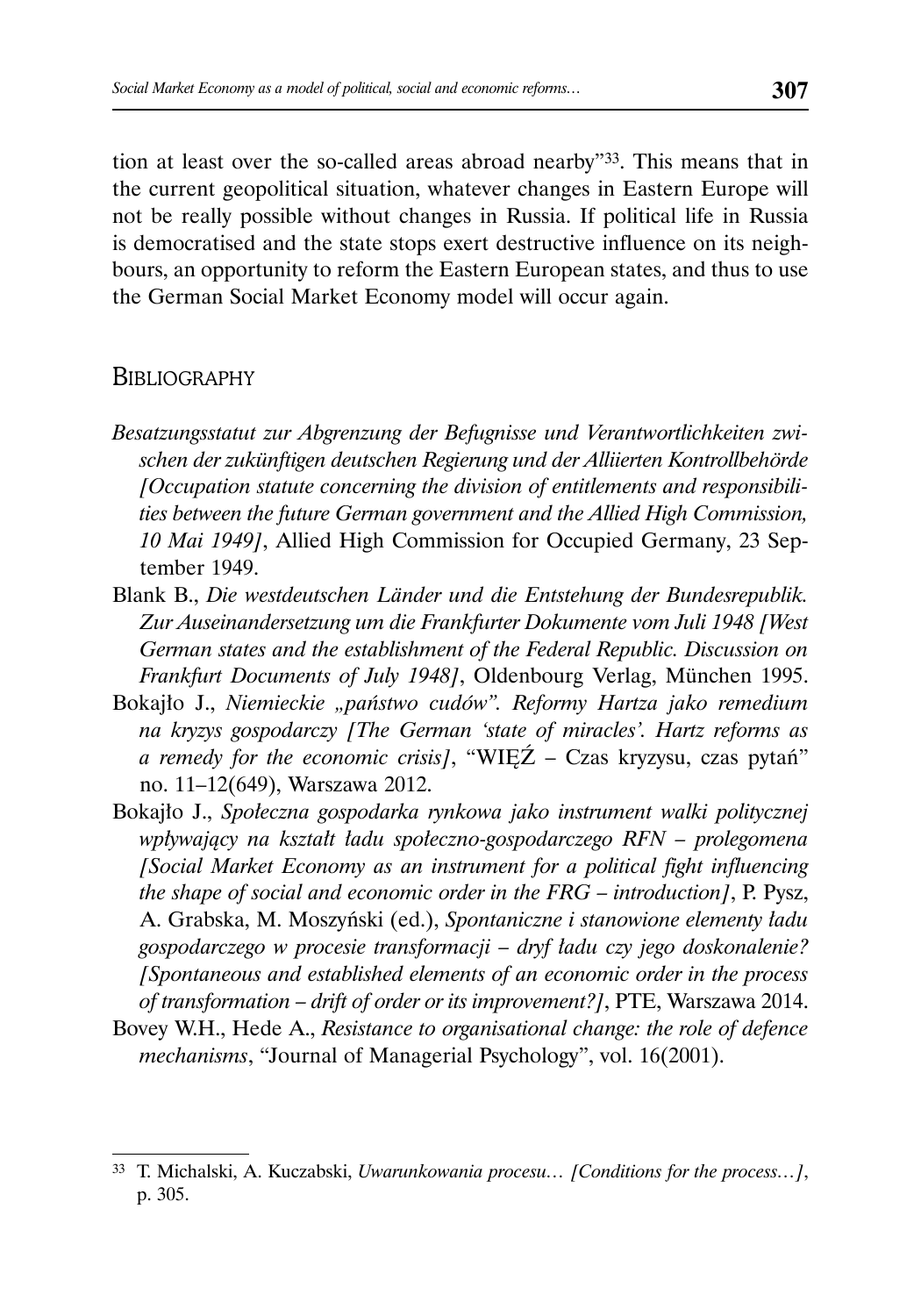tion at least over the so-called areas abroad nearby"[33]. This means that in the current geopolitical situation, whatever changes in Eastern Europe will not be really possible without changes in Russia. If political life in Russia is democratised and the state stops exert destructive influence on its neighbours, an opportunity to reform the Eastern European states, and thus to use the German Social Market Economy model will occur again.

## Bibliography

*Besatzungsstatut zur Abgrenzung der Befugnisse und Verantwortlichkeiten zwischen der zukünftigen deutschen Regierung und der Alliierten Kontrollbehörde [Occupation statute concerning the division of entitlements and responsibilities between the future German government and the Allied High Commission, 10 Mai 1949]*, Allied High Commission for Occupied Germany, 23 September 1949.

Blank B., *Die westdeutschen Länder und die Entstehung der Bundesrepublik. Zur Auseinandersetzung um die Frankfurter Dokumente vom Juli 1948 [West German states and the establishment of the Federal Republic. Discussion on Frankfurt Documents of July 1948]*, Oldenbourg Verlag, München 1995.

Bokajło J., *Niemieckie „państwo cudów". Reformy Hartza jako remedium na kryzys gospodarczy [The German 'state of miracles'. Hartz reforms as a remedy for the economic crisis]*, "WIĘŹ – Czas kryzysu, czas pytań" no. 11–12(649), Warszawa 2012.

Bokajło J., *Społeczna gospodarka rynkowa jako instrument walki politycznej wpływający na kształt ładu społeczno-gospodarczego RFN – prolegomena [Social Market Economy as an instrument for a political fight influencing the shape of social and economic order in the FRG – introduction]*, P. Pysz, A. Grabska, M. Moszyński (ed.), *Spontaniczne i stanowione elementy ładu gospodarczego w procesie transformacji – dryf ładu czy jego doskonalenie? [Spontaneous and established elements of an economic order in the process of transformation – drift of order or its improvement?]*, PTE, Warszawa 2014.

Bovey W.H., Hede A., *Resistance to organisational change: the role of defence mechanisms*, "Journal of Managerial Psychology", vol. 16(2001).

---

[33] T. Michalski, A. Kuczabski, *Uwarunkowania procesu… [Conditions for the process…]*, p. 305.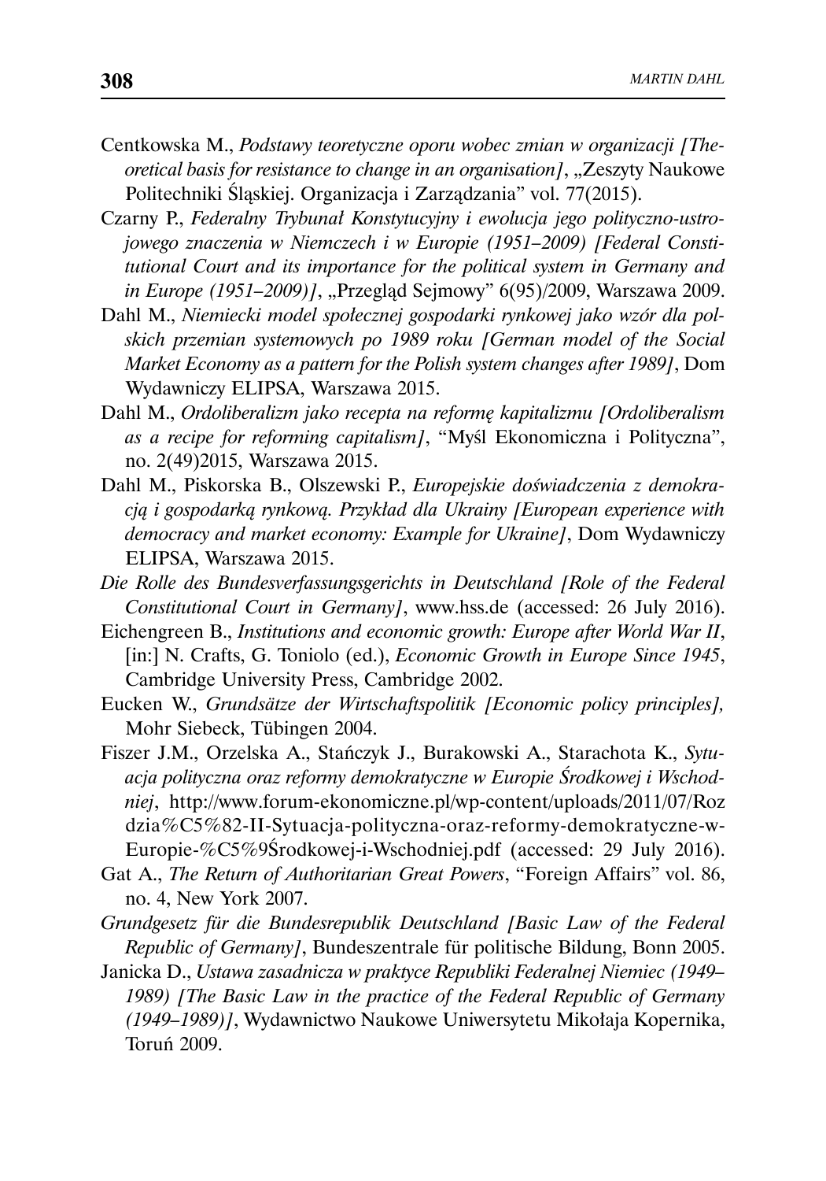Centkowska M., *Podstawy teoretyczne oporu wobec zmian w organizacji [Theoretical basis for resistance to change in an organisation]*, „Zeszyty Naukowe Politechniki Śląskiej. Organizacja i Zarządzania" vol. 77(2015).

Czarny P., *Federalny Trybunał Konstytucyjny i ewolucja jego polityczno-ustrojowego znaczenia w Niemczech i w Europie (1951–2009) [Federal Constitutional Court and its importance for the political system in Germany and in Europe (1951–2009)]*, „Przegląd Sejmowy" 6(95)/2009, Warszawa 2009.

Dahl M., *Niemiecki model społecznej gospodarki rynkowej jako wzór dla polskich przemian systemowych po 1989 roku [German model of the Social Market Economy as a pattern for the Polish system changes after 1989]*, Dom Wydawniczy ELIPSA, Warszawa 2015.

Dahl M., *Ordoliberalizm jako recepta na reformę kapitalizmu [Ordoliberalism as a recipe for reforming capitalism]*, "Myśl Ekonomiczna i Polityczna", no. 2(49)2015, Warszawa 2015.

Dahl M., Piskorska B., Olszewski P., *Europejskie doświadczenia z demokracją i gospodarką rynkową. Przykład dla Ukrainy [European experience with democracy and market economy: Example for Ukraine]*, Dom Wydawniczy ELIPSA, Warszawa 2015.

*Die Rolle des Bundesverfassungsgerichts in Deutschland [Role of the Federal Constitutional Court in Germany]*, www.hss.de (accessed: 26 July 2016).

Eichengreen B., *Institutions and economic growth: Europe after World War II*, [in:] N. Crafts, G. Toniolo (ed.), *Economic Growth in Europe Since 1945*, Cambridge University Press, Cambridge 2002.

Eucken W., *Grundsätze der Wirtschaftspolitik [Economic policy principles],* Mohr Siebeck, Tübingen 2004.

Fiszer J.M., Orzelska A., Stańczyk J., Burakowski A., Starachota K., *Sytuacja polityczna oraz reformy demokratyczne w Europie Środkowej i Wschodniej*, http://www.forum-ekonomiczne.pl/wp-content/uploads/2011/07/Rozdzia%C5%82-II-Sytuacja-polityczna-oraz-reformy-demokratyczne-w-Europie-%C5%9Środkowej-i-Wschodniej.pdf (accessed: 29 July 2016).

Gat A., *The Return of Authoritarian Great Powers*, "Foreign Affairs" vol. 86, no. 4, New York 2007.

*Grundgesetz für die Bundesrepublik Deutschland [Basic Law of the Federal Republic of Germany]*, Bundeszentrale für politische Bildung, Bonn 2005.

Janicka D., *Ustawa zasadnicza w praktyce Republiki Federalnej Niemiec (1949–1989) [The Basic Law in the practice of the Federal Republic of Germany (1949–1989)]*, Wydawnictwo Naukowe Uniwersytetu Mikołaja Kopernika, Toruń 2009.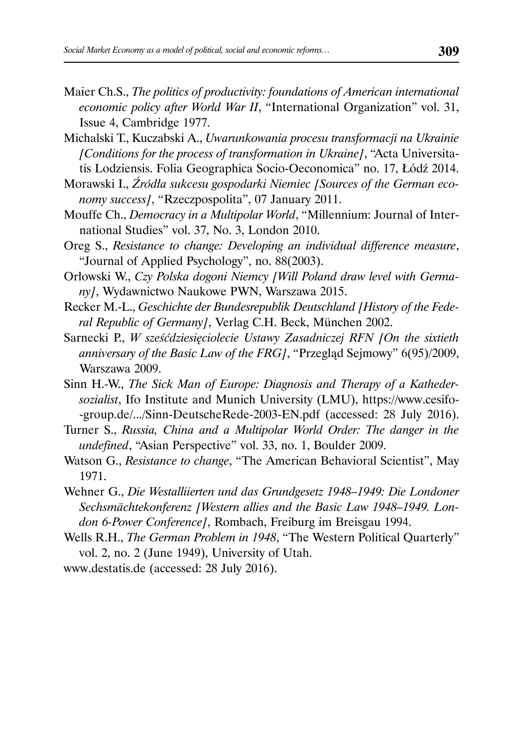Maier Ch.S., *The politics of productivity: foundations of American international economic policy after World War II*, "International Organization" vol. 31, Issue 4, Cambridge 1977.

Michalski T., Kuczabski A., *Uwarunkowania procesu transformacji na Ukrainie [Conditions for the process of transformation in Ukraine]*, "Acta Universitatis Lodziensis. Folia Geographica Socio-Oeconomica" no. 17, Łódź 2014.

Morawski I., *Źródła sukcesu gospodarki Niemiec [Sources of the German economy success]*, "Rzeczpospolita", 07 January 2011.

Mouffe Ch., *Democracy in a Multipolar World*, "Millennium: Journal of International Studies" vol. 37, No. 3, London 2010.

Oreg S., *Resistance to change: Developing an individual difference measure*, "Journal of Applied Psychology", no. 88(2003).

Orłowski W., *Czy Polska dogoni Niemcy [Will Poland draw level with Germany]*, Wydawnictwo Naukowe PWN, Warszawa 2015.

Recker M.-L., *Geschichte der Bundesrepublik Deutschland [History of the Federal Republic of Germany]*, Verlag C.H. Beck, München 2002.

Sarnecki P., *W sześćdziesięciolecie Ustawy Zasadniczej RFN [On the sixtieth anniversary of the Basic Law of the FRG]*, "Przegląd Sejmowy" 6(95)/2009, Warszawa 2009.

Sinn H.-W., *The Sick Man of Europe: Diagnosis and Therapy of a Kathedersozialist*, Ifo Institute and Munich University (LMU), https://www.cesifo-group.de/.../Sinn-DeutscheRede-2003-EN.pdf (accessed: 28 July 2016).

Turner S., *Russia, China and a Multipolar World Order: The danger in the undefined*, "Asian Perspective" vol. 33, no. 1, Boulder 2009.

Watson G., *Resistance to change*, "The American Behavioral Scientist", May 1971.

Wehner G., *Die Westalliierten und das Grundgesetz 1948–1949: Die Londoner Sechsmächtekonferenz [Western allies and the Basic Law 1948–1949. London 6-Power Conference]*, Rombach, Freiburg im Breisgau 1994.

Wells R.H., *The German Problem in 1948*, "The Western Political Quarterly" vol. 2, no. 2 (June 1949), University of Utah.

www.destatis.de (accessed: 28 July 2016).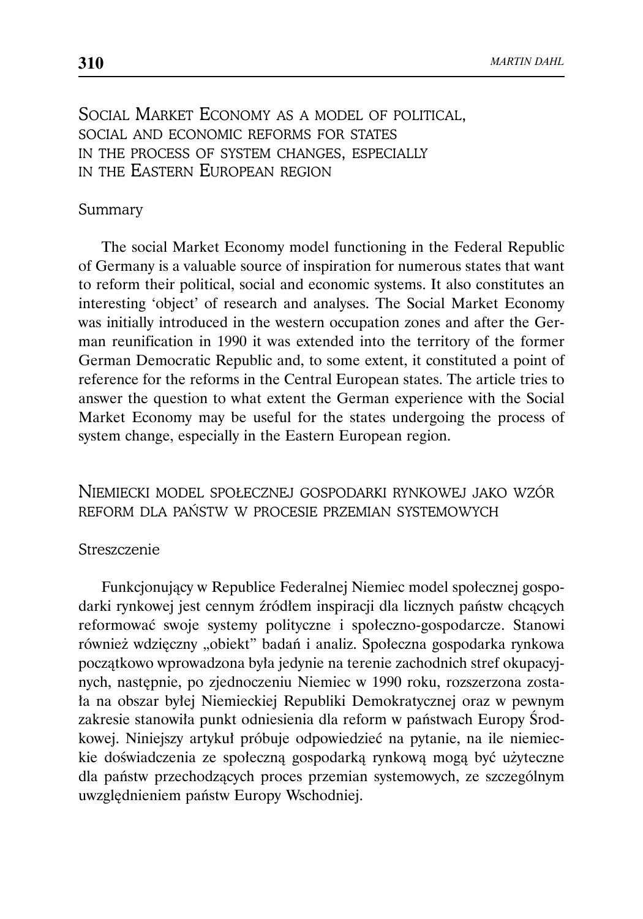## Social Market Economy as a model of political, social and economic reforms for states in the process of system changes, especially in the Eastern European region

### Summary

The social Market Economy model functioning in the Federal Republic of Germany is a valuable source of inspiration for numerous states that want to reform their political, social and economic systems. It also constitutes an interesting 'object' of research and analyses. The Social Market Economy was initially introduced in the western occupation zones and after the German reunification in 1990 it was extended into the territory of the former German Democratic Republic and, to some extent, it constituted a point of reference for the reforms in the Central European states. The article tries to answer the question to what extent the German experience with the Social Market Economy may be useful for the states undergoing the process of system change, especially in the Eastern European region.

## Niemiecki model społecznej gospodarki rynkowej jako wzór reform dla państw w procesie przemian systemowych

### Streszczenie

Funkcjonujący w Republice Federalnej Niemiec model społecznej gospodarki rynkowej jest cennym źródłem inspiracji dla licznych państw chcących reformować swoje systemy polityczne i społeczno-gospodarcze. Stanowi również wdzięczny „obiekt" badań i analiz. Społeczna gospodarka rynkowa początkowo wprowadzona była jedynie na terenie zachodnich stref okupacyjnych, następnie, po zjednoczeniu Niemiec w 1990 roku, rozszerzona została na obszar byłej Niemieckiej Republiki Demokratycznej oraz w pewnym zakresie stanowiła punkt odniesienia dla reform w państwach Europy Środkowej. Niniejszy artykuł próbuje odpowiedzieć na pytanie, na ile niemieckie doświadczenia ze społeczną gospodarką rynkową mogą być użyteczne dla państw przechodzących proces przemian systemowych, ze szczególnym uwzględnieniem państw Europy Wschodniej.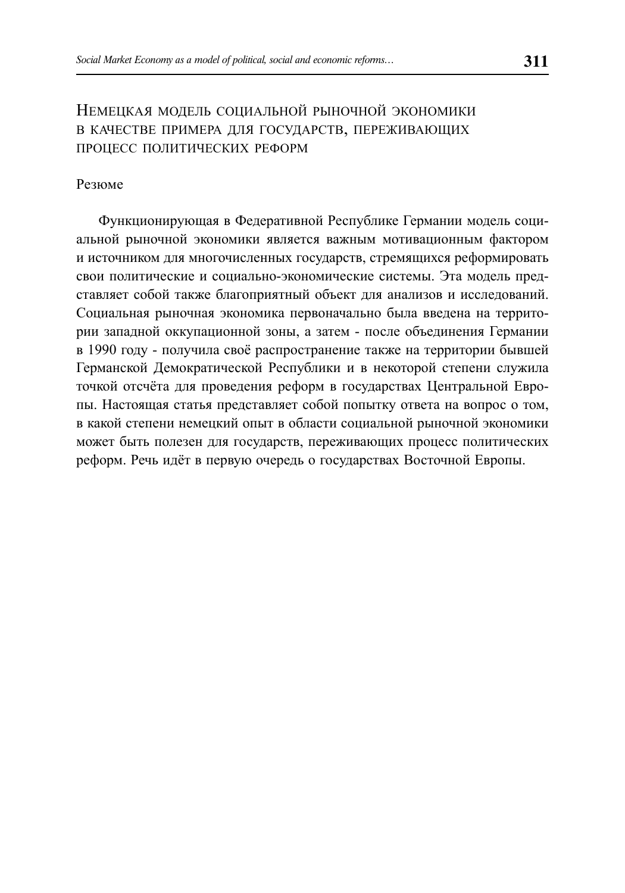## Немецкая модель социальной рыночной экономики в качестве примера для государств, переживающих процесс политических реформ

Резюме

Функционирующая в Федеративной Республике Германии модель социальной рыночной экономики является важным мотивационным фактором и источником для многочисленных государств, стремящихся реформировать свои политические и социально-экономические системы. Эта модель представляет собой также благоприятный объект для анализов и исследований. Социальная рыночная экономика первоначально была введена на территории западной оккупационной зоны, а затем - после объединения Германии в 1990 году - получила своё распространение также на территории бывшей Германской Демократической Республики и в некоторой степени служила точкой отсчёта для проведения реформ в государствах Центральной Европы. Настоящая статья представляет собой попытку ответа на вопрос о том, в какой степени немецкий опыт в области социальной рыночной экономики может быть полезен для государств, переживающих процесс политических реформ. Речь идёт в первую очередь о государствах Восточной Европы.